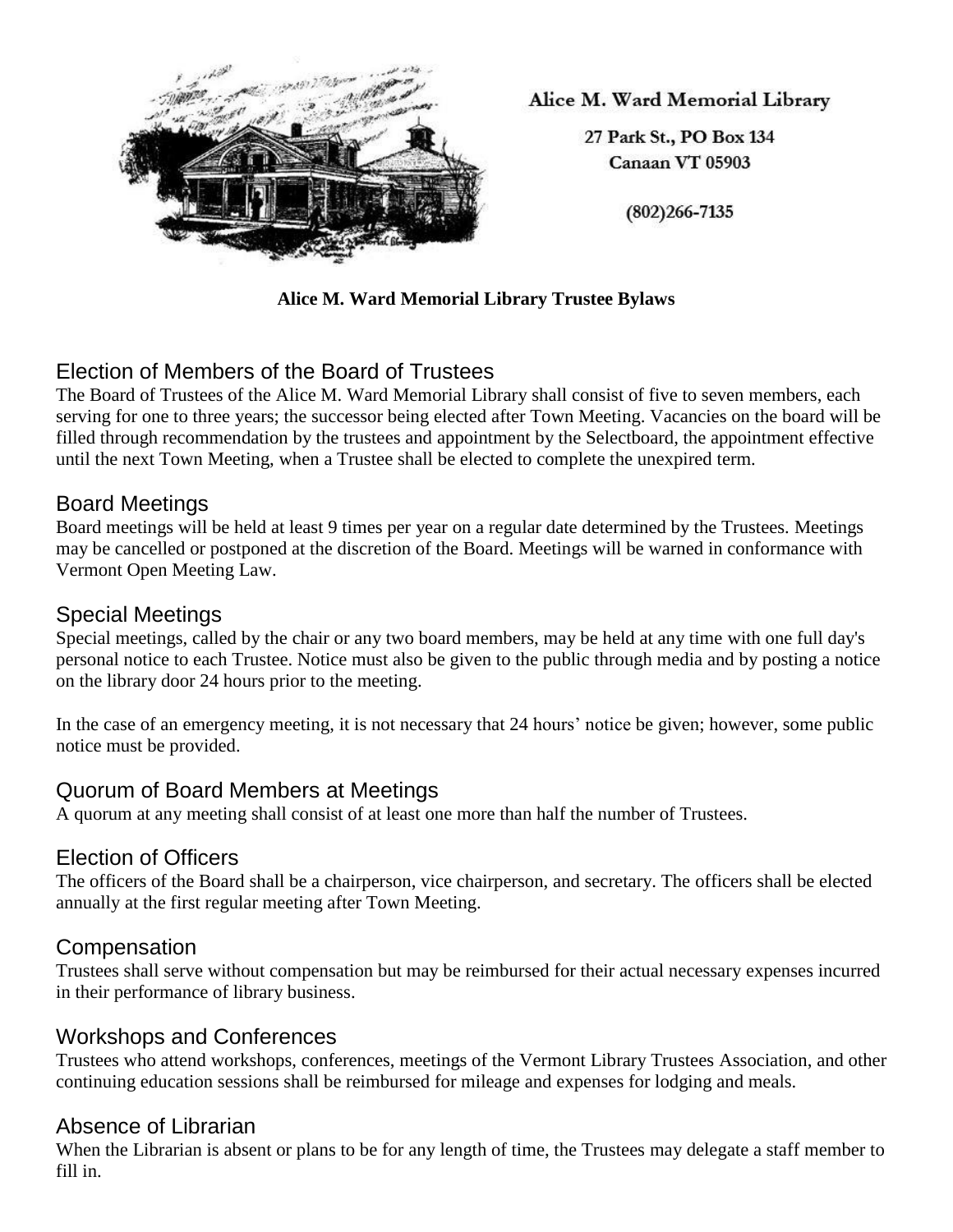Alice M. Ward Memorial Library

27 Park St., PO Box 134
Canaan VT 05903

(802)266-7135

**Alice M. Ward Memorial Library Trustee Bylaws**

## Election of Members of the Board of Trustees

The Board of Trustees of the Alice M. Ward Memorial Library shall consist of five to seven members, each serving for one to three years; the successor being elected after Town Meeting. Vacancies on the board will be filled through recommendation by the trustees and appointment by the Selectboard, the appointment effective until the next Town Meeting, when a Trustee shall be elected to complete the unexpired term.

## Board Meetings

Board meetings will be held at least 9 times per year on a regular date determined by the Trustees. Meetings may be cancelled or postponed at the discretion of the Board. Meetings will be warned in conformance with Vermont Open Meeting Law.

## Special Meetings

Special meetings, called by the chair or any two board members, may be held at any time with one full day's personal notice to each Trustee. Notice must also be given to the public through media and by posting a notice on the library door 24 hours prior to the meeting.

In the case of an emergency meeting, it is not necessary that 24 hours' notice be given; however, some public notice must be provided.

## Quorum of Board Members at Meetings

A quorum at any meeting shall consist of at least one more than half the number of Trustees.

## Election of Officers

The officers of the Board shall be a chairperson, vice chairperson, and secretary. The officers shall be elected annually at the first regular meeting after Town Meeting.

## Compensation

Trustees shall serve without compensation but may be reimbursed for their actual necessary expenses incurred in their performance of library business.

## Workshops and Conferences

Trustees who attend workshops, conferences, meetings of the Vermont Library Trustees Association, and other continuing education sessions shall be reimbursed for mileage and expenses for lodging and meals.

## Absence of Librarian

When the Librarian is absent or plans to be for any length of time, the Trustees may delegate a staff member to fill in.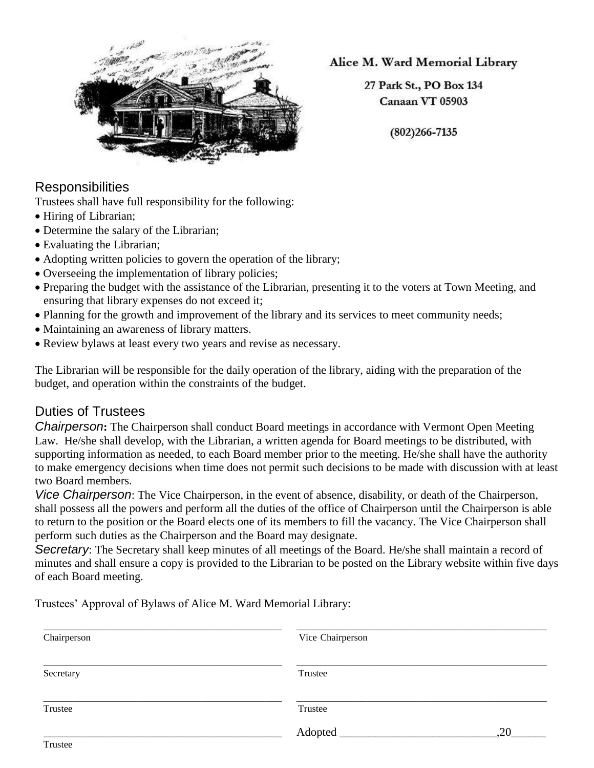Alice M. Ward Memorial Library

27 Park St., PO Box 134
Canaan VT 05903

(802)266-7135

## Responsibilities

Trustees shall have full responsibility for the following:

- Hiring of Librarian;
- Determine the salary of the Librarian;
- Evaluating the Librarian;
- Adopting written policies to govern the operation of the library;
- Overseeing the implementation of library policies;
- Preparing the budget with the assistance of the Librarian, presenting it to the voters at Town Meeting, and ensuring that library expenses do not exceed it;
- Planning for the growth and improvement of the library and its services to meet community needs;
- Maintaining an awareness of library matters.
- Review bylaws at least every two years and revise as necessary.

The Librarian will be responsible for the daily operation of the library, aiding with the preparation of the budget, and operation within the constraints of the budget.

## Duties of Trustees

***Chairperson*:** The Chairperson shall conduct Board meetings in accordance with Vermont Open Meeting Law. He/she shall develop, with the Librarian, a written agenda for Board meetings to be distributed, with supporting information as needed, to each Board member prior to the meeting. He/she shall have the authority to make emergency decisions when time does not permit such decisions to be made with discussion with at least two Board members.

*Vice Chairperson*: The Vice Chairperson, in the event of absence, disability, or death of the Chairperson, shall possess all the powers and perform all the duties of the office of Chairperson until the Chairperson is able to return to the position or the Board elects one of its members to fill the vacancy. The Vice Chairperson shall perform such duties as the Chairperson and the Board may designate.

*Secretary*: The Secretary shall keep minutes of all meetings of the Board. He/she shall maintain a record of minutes and shall ensure a copy is provided to the Librarian to be posted on the Library website within five days of each Board meeting.

Trustees' Approval of Bylaws of Alice M. Ward Memorial Library:

| | |
|---|---|
| ______________________ Chairperson | ______________________ Vice Chairperson |
| ______________________ Secretary | ______________________ Trustee |
| ______________________ Trustee | ______________________ Trustee |
| ______________________ Trustee | Adopted ______________________,20______ |